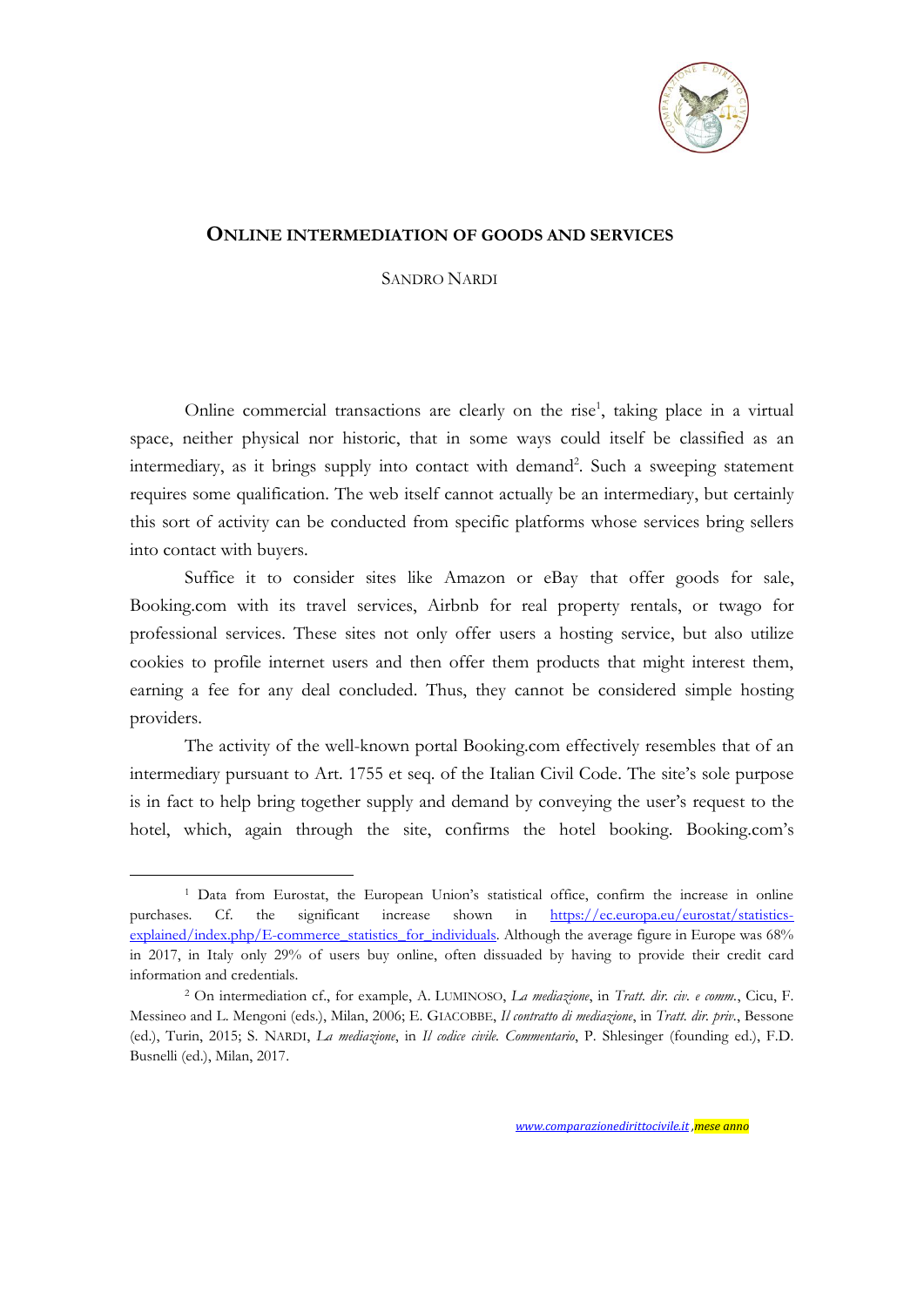# ONLINE INTERMEDIATION OF GOODS AND SERVICES

SANDRO NARDI

Online commercial transactions are clearly on the rise[1], taking place in a virtual space, neither physical nor historic, that in some ways could itself be classified as an intermediary, as it brings supply into contact with demand[2]. Such a sweeping statement requires some qualification. The web itself cannot actually be an intermediary, but certainly this sort of activity can be conducted from specific platforms whose services bring sellers into contact with buyers.

Suffice it to consider sites like Amazon or eBay that offer goods for sale, Booking.com with its travel services, Airbnb for real property rentals, or twago for professional services. These sites not only offer users a hosting service, but also utilize cookies to profile internet users and then offer them products that might interest them, earning a fee for any deal concluded. Thus, they cannot be considered simple hosting providers.

The activity of the well-known portal Booking.com effectively resembles that of an intermediary pursuant to Art. 1755 et seq. of the Italian Civil Code. The site's sole purpose is in fact to help bring together supply and demand by conveying the user's request to the hotel, which, again through the site, confirms the hotel booking. Booking.com's

---

[1] Data from Eurostat, the European Union's statistical office, confirm the increase in online purchases. Cf. the significant increase shown in https://ec.europa.eu/eurostat/statistics-explained/index.php/E-commerce_statistics_for_individuals. Although the average figure in Europe was 68% in 2017, in Italy only 29% of users buy online, often dissuaded by having to provide their credit card information and credentials.

[2] On intermediation cf., for example, A. LUMINOSO, *La mediazione*, in *Tratt. dir. civ. e comm.*, Cicu, F. Messineo and L. Mengoni (eds.), Milan, 2006; E. GIACOBBE, *Il contratto di mediazione*, in *Tratt. dir. priv.*, Bessone (ed.), Turin, 2015; S. NARDI, *La mediazione*, in *Il codice civile. Commentario*, P. Shlesinger (founding ed.), F.D. Busnelli (ed.), Milan, 2017.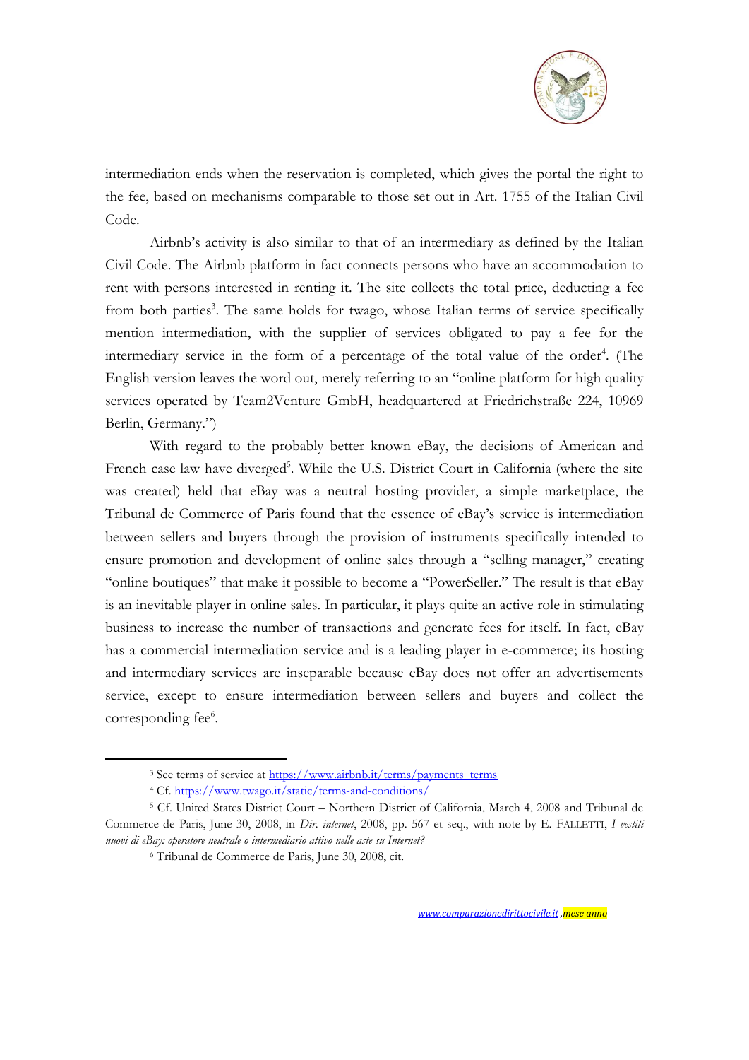intermediation ends when the reservation is completed, which gives the portal the right to the fee, based on mechanisms comparable to those set out in Art. 1755 of the Italian Civil Code.

Airbnb's activity is also similar to that of an intermediary as defined by the Italian Civil Code. The Airbnb platform in fact connects persons who have an accommodation to rent with persons interested in renting it. The site collects the total price, deducting a fee from both parties[3]. The same holds for twago, whose Italian terms of service specifically mention intermediation, with the supplier of services obligated to pay a fee for the intermediary service in the form of a percentage of the total value of the order[4]. (The English version leaves the word out, merely referring to an "online platform for high quality services operated by Team2Venture GmbH, headquartered at Friedrichstraße 224, 10969 Berlin, Germany.")

With regard to the probably better known eBay, the decisions of American and French case law have diverged[5]. While the U.S. District Court in California (where the site was created) held that eBay was a neutral hosting provider, a simple marketplace, the Tribunal de Commerce of Paris found that the essence of eBay's service is intermediation between sellers and buyers through the provision of instruments specifically intended to ensure promotion and development of online sales through a "selling manager," creating "online boutiques" that make it possible to become a "PowerSeller." The result is that eBay is an inevitable player in online sales. In particular, it plays quite an active role in stimulating business to increase the number of transactions and generate fees for itself. In fact, eBay has a commercial intermediation service and is a leading player in e-commerce; its hosting and intermediary services are inseparable because eBay does not offer an advertisements service, except to ensure intermediation between sellers and buyers and collect the corresponding fee[6].

---

[3] See terms of service at https://www.airbnb.it/terms/payments_terms

[4] Cf. https://www.twago.it/static/terms-and-conditions/

[5] Cf. United States District Court – Northern District of California, March 4, 2008 and Tribunal de Commerce de Paris, June 30, 2008, in *Dir. internet*, 2008, pp. 567 et seq., with note by E. FALLETTI, *I vestiti nuovi di eBay: operatore neutrale o intermediario attivo nelle aste su Internet?*

[6] Tribunal de Commerce de Paris, June 30, 2008, cit.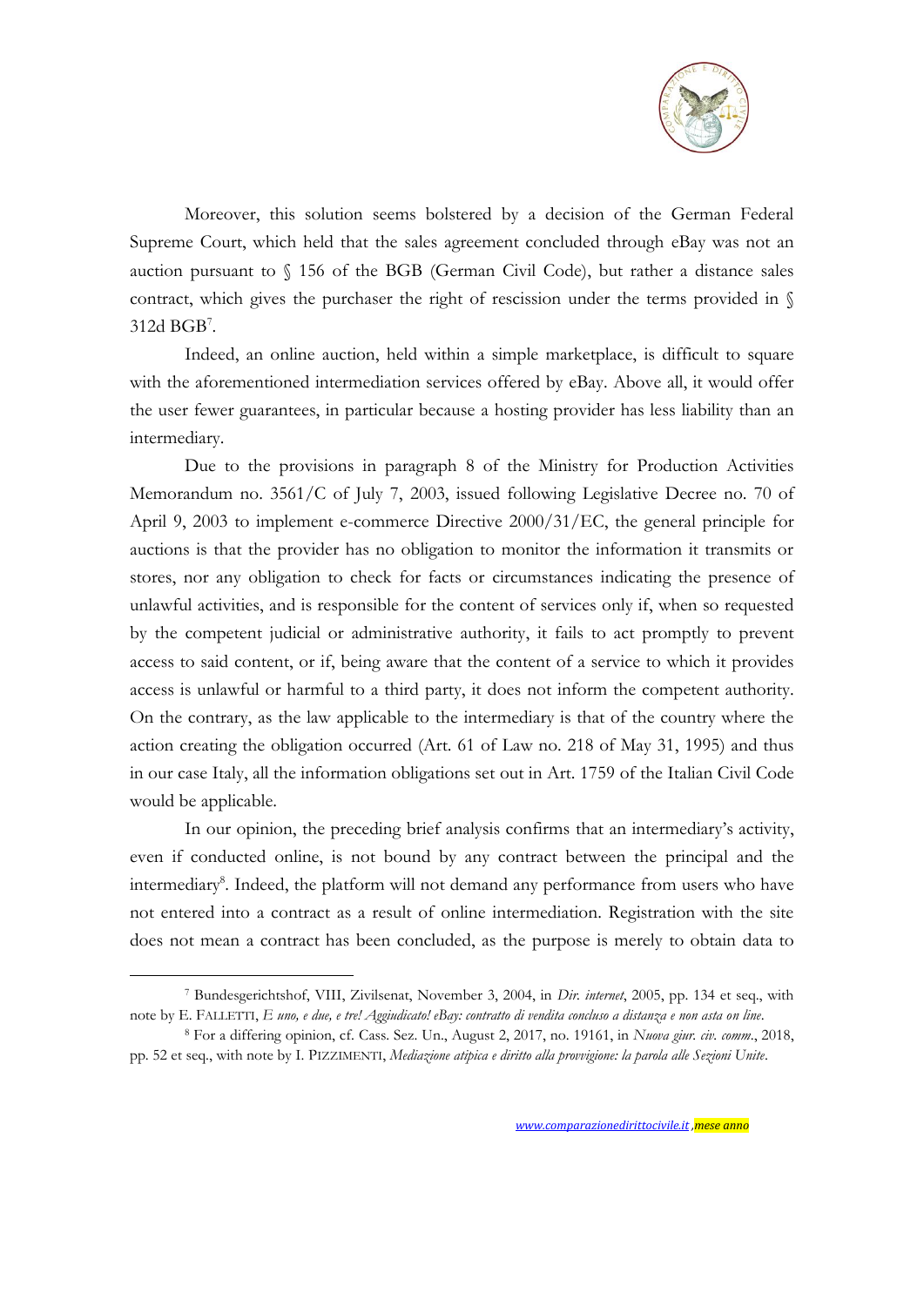Moreover, this solution seems bolstered by a decision of the German Federal Supreme Court, which held that the sales agreement concluded through eBay was not an auction pursuant to § 156 of the BGB (German Civil Code), but rather a distance sales contract, which gives the purchaser the right of rescission under the terms provided in § 312d BGB[7].

Indeed, an online auction, held within a simple marketplace, is difficult to square with the aforementioned intermediation services offered by eBay. Above all, it would offer the user fewer guarantees, in particular because a hosting provider has less liability than an intermediary.

Due to the provisions in paragraph 8 of the Ministry for Production Activities Memorandum no. 3561/C of July 7, 2003, issued following Legislative Decree no. 70 of April 9, 2003 to implement e-commerce Directive 2000/31/EC, the general principle for auctions is that the provider has no obligation to monitor the information it transmits or stores, nor any obligation to check for facts or circumstances indicating the presence of unlawful activities, and is responsible for the content of services only if, when so requested by the competent judicial or administrative authority, it fails to act promptly to prevent access to said content, or if, being aware that the content of a service to which it provides access is unlawful or harmful to a third party, it does not inform the competent authority. On the contrary, as the law applicable to the intermediary is that of the country where the action creating the obligation occurred (Art. 61 of Law no. 218 of May 31, 1995) and thus in our case Italy, all the information obligations set out in Art. 1759 of the Italian Civil Code would be applicable.

In our opinion, the preceding brief analysis confirms that an intermediary's activity, even if conducted online, is not bound by any contract between the principal and the intermediary[8]. Indeed, the platform will not demand any performance from users who have not entered into a contract as a result of online intermediation. Registration with the site does not mean a contract has been concluded, as the purpose is merely to obtain data to

---

[7] Bundesgerichtshof, VIII, Zivilsenat, November 3, 2004, in *Dir. internet*, 2005, pp. 134 et seq., with note by E. FALLETTI, *E uno, e due, e tre! Aggiudicato! eBay: contratto di vendita concluso a distanza e non asta on line*.

[8] For a differing opinion, cf. Cass. Sez. Un., August 2, 2017, no. 19161, in *Nuova giur. civ. comm.*, 2018, pp. 52 et seq., with note by I. PIZZIMENTI, *Mediazione atipica e diritto alla provvigione: la parola alle Sezioni Unite*.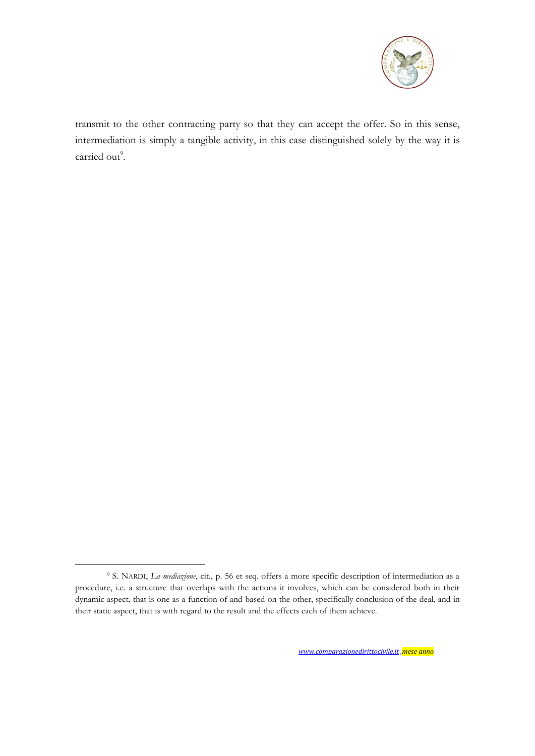transmit to the other contracting party so that they can accept the offer. So in this sense, intermediation is simply a tangible activity, in this case distinguished solely by the way it is carried out[9].

[9] S. NARDI, *La mediazione*, cit., p. 56 et seq. offers a more specific description of intermediation as a procedure, i.e. a structure that overlaps with the actions it involves, which can be considered both in their dynamic aspect, that is one as a function of and based on the other, specifically conclusion of the deal, and in their static aspect, that is with regard to the result and the effects each of them achieve.